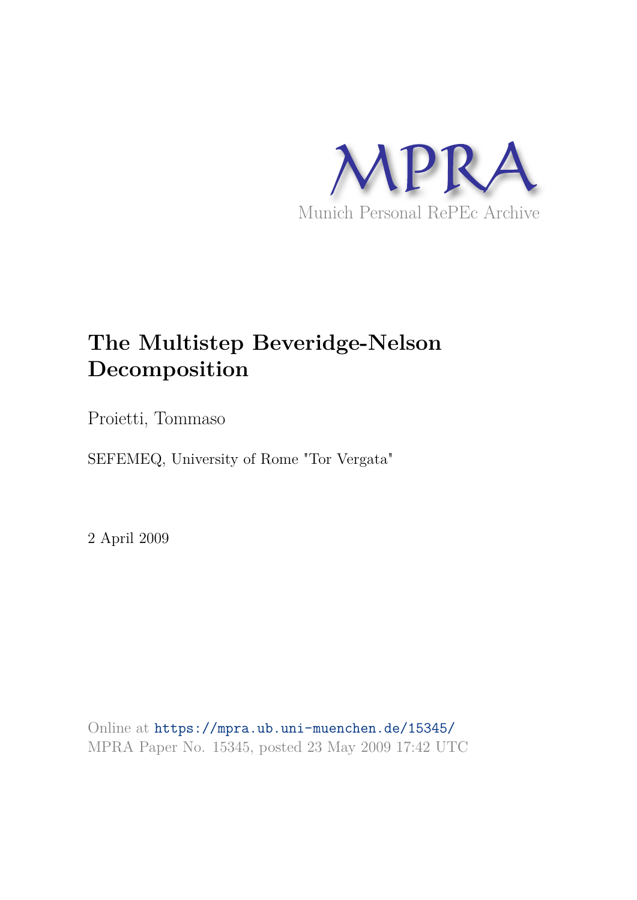MPRA

Munich Personal RePEc Archive

# The Multistep Beveridge-Nelson Decomposition

Proietti, Tommaso

SEFEMEQ, University of Rome "Tor Vergata"

2 April 2009

Online at https://mpra.ub.uni-muenchen.de/15345/
MPRA Paper No. 15345, posted 23 May 2009 17:42 UTC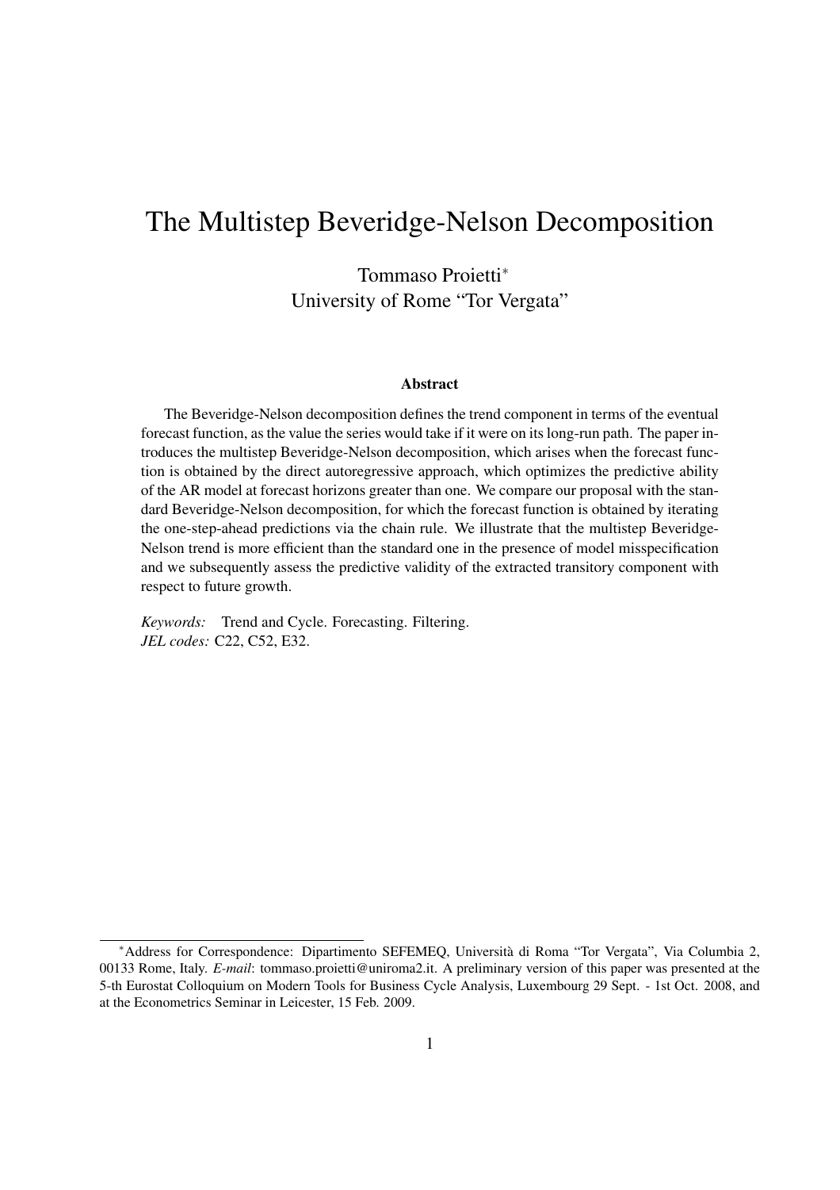# The Multistep Beveridge-Nelson Decomposition

Tommaso Proietti*
University of Rome "Tor Vergata"

### Abstract

The Beveridge-Nelson decomposition defines the trend component in terms of the eventual forecast function, as the value the series would take if it were on its long-run path. The paper introduces the multistep Beveridge-Nelson decomposition, which arises when the forecast function is obtained by the direct autoregressive approach, which optimizes the predictive ability of the AR model at forecast horizons greater than one. We compare our proposal with the standard Beveridge-Nelson decomposition, for which the forecast function is obtained by iterating the one-step-ahead predictions via the chain rule. We illustrate that the multistep Beveridge-Nelson trend is more efficient than the standard one in the presence of model misspecification and we subsequently assess the predictive validity of the extracted transitory component with respect to future growth.

*Keywords:* Trend and Cycle. Forecasting. Filtering.
*JEL codes:* C22, C52, E32.

*Address for Correspondence: Dipartimento SEFEMEQ, Università di Roma "Tor Vergata", Via Columbia 2, 00133 Rome, Italy. *E-mail*: tommaso.proietti@uniroma2.it. A preliminary version of this paper was presented at the 5-th Eurostat Colloquium on Modern Tools for Business Cycle Analysis, Luxembourg 29 Sept. - 1st Oct. 2008, and at the Econometrics Seminar in Leicester, 15 Feb. 2009.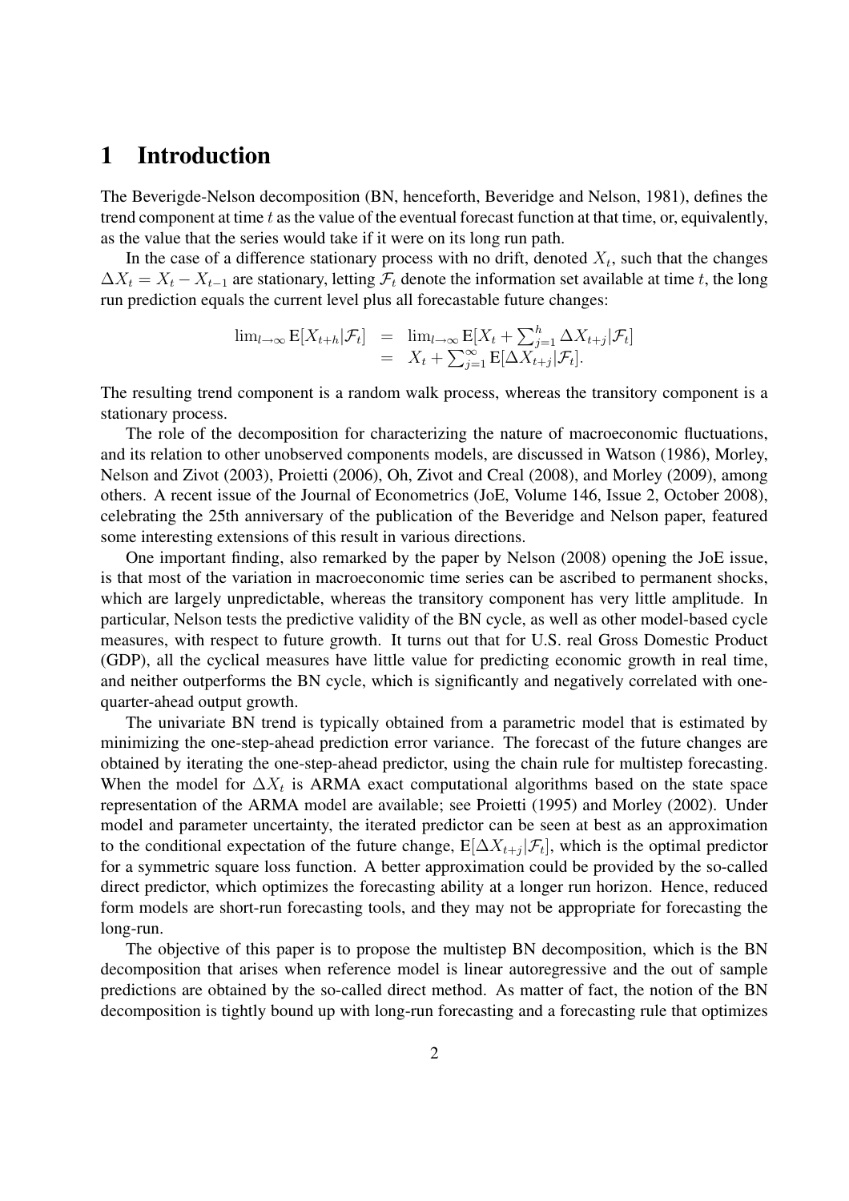# 1 Introduction

The Beverigde-Nelson decomposition (BN, henceforth, Beveridge and Nelson, 1981), defines the trend component at time $t$ as the value of the eventual forecast function at that time, or, equivalently, as the value that the series would take if it were on its long run path.

In the case of a difference stationary process with no drift, denoted $X_t$, such that the changes $\Delta X_t = X_t - X_{t-1}$ are stationary, letting $\mathcal{F}_t$ denote the information set available at time $t$, the long run prediction equals the current level plus all forecastable future changes:

$$\begin{array}{rcl} \lim_{l\to\infty} \mathrm{E}[X_{t+h}|\mathcal{F}_t] & = & \lim_{l\to\infty} \mathrm{E}[X_t + \sum_{j=1}^{h} \Delta X_{t+j}|\mathcal{F}_t] \\ & = & X_t + \sum_{j=1}^{\infty} \mathrm{E}[\Delta X_{t+j}|\mathcal{F}_t]. \end{array}$$

The resulting trend component is a random walk process, whereas the transitory component is a stationary process.

The role of the decomposition for characterizing the nature of macroeconomic fluctuations, and its relation to other unobserved components models, are discussed in Watson (1986), Morley, Nelson and Zivot (2003), Proietti (2006), Oh, Zivot and Creal (2008), and Morley (2009), among others. A recent issue of the Journal of Econometrics (JoE, Volume 146, Issue 2, October 2008), celebrating the 25th anniversary of the publication of the Beveridge and Nelson paper, featured some interesting extensions of this result in various directions.

One important finding, also remarked by the paper by Nelson (2008) opening the JoE issue, is that most of the variation in macroeconomic time series can be ascribed to permanent shocks, which are largely unpredictable, whereas the transitory component has very little amplitude. In particular, Nelson tests the predictive validity of the BN cycle, as well as other model-based cycle measures, with respect to future growth. It turns out that for U.S. real Gross Domestic Product (GDP), all the cyclical measures have little value for predicting economic growth in real time, and neither outperforms the BN cycle, which is significantly and negatively correlated with one-quarter-ahead output growth.

The univariate BN trend is typically obtained from a parametric model that is estimated by minimizing the one-step-ahead prediction error variance. The forecast of the future changes are obtained by iterating the one-step-ahead predictor, using the chain rule for multistep forecasting. When the model for $\Delta X_t$ is ARMA exact computational algorithms based on the state space representation of the ARMA model are available; see Proietti (1995) and Morley (2002). Under model and parameter uncertainty, the iterated predictor can be seen at best as an approximation to the conditional expectation of the future change, $\mathrm{E}[\Delta X_{t+j}|\mathcal{F}_t]$, which is the optimal predictor for a symmetric square loss function. A better approximation could be provided by the so-called direct predictor, which optimizes the forecasting ability at a longer run horizon. Hence, reduced form models are short-run forecasting tools, and they may not be appropriate for forecasting the long-run.

The objective of this paper is to propose the multistep BN decomposition, which is the BN decomposition that arises when reference model is linear autoregressive and the out of sample predictions are obtained by the so-called direct method. As matter of fact, the notion of the BN decomposition is tightly bound up with long-run forecasting and a forecasting rule that optimizes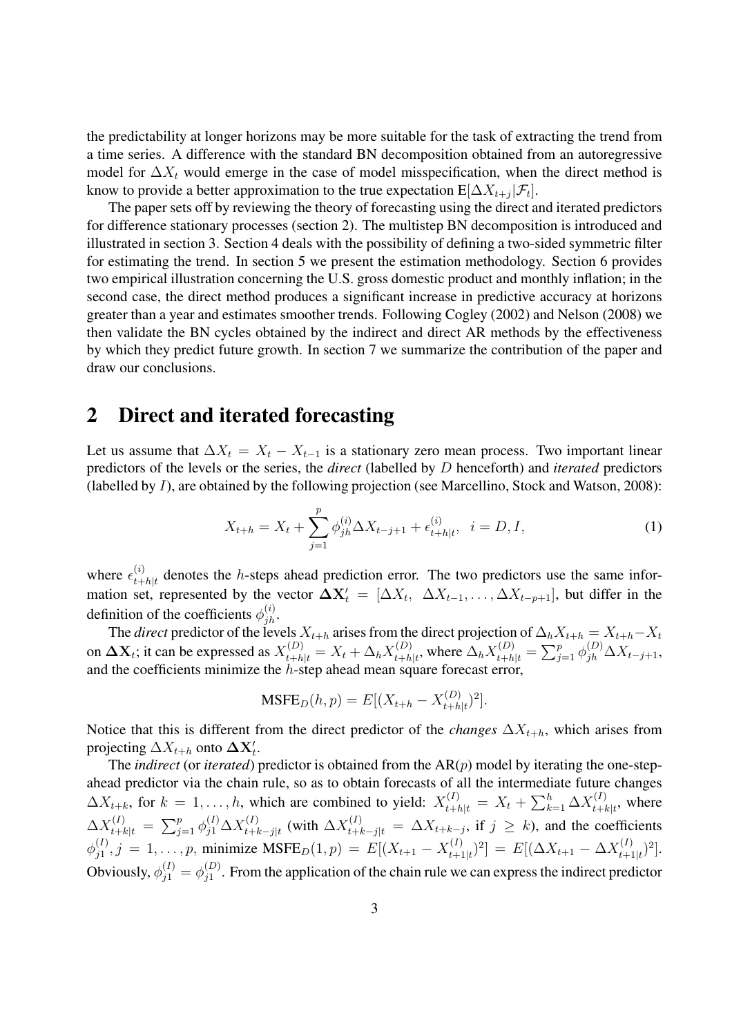the predictability at longer horizons may be more suitable for the task of extracting the trend from a time series. A difference with the standard BN decomposition obtained from an autoregressive model for $\Delta X_t$ would emerge in the case of model misspecification, when the direct method is know to provide a better approximation to the true expectation $\mathrm{E}[\Delta X_{t+j}|\mathcal{F}_t]$.

The paper sets off by reviewing the theory of forecasting using the direct and iterated predictors for difference stationary processes (section 2). The multistep BN decomposition is introduced and illustrated in section 3. Section 4 deals with the possibility of defining a two-sided symmetric filter for estimating the trend. In section 5 we present the estimation methodology. Section 6 provides two empirical illustration concerning the U.S. gross domestic product and monthly inflation; in the second case, the direct method produces a significant increase in predictive accuracy at horizons greater than a year and estimates smoother trends. Following Cogley (2002) and Nelson (2008) we then validate the BN cycles obtained by the indirect and direct AR methods by the effectiveness by which they predict future growth. In section 7 we summarize the contribution of the paper and draw our conclusions.

## 2 Direct and iterated forecasting

Let us assume that $\Delta X_t = X_t - X_{t-1}$ is a stationary zero mean process. Two important linear predictors of the levels or the series, the *direct* (labelled by $D$ henceforth) and *iterated* predictors (labelled by $I$), are obtained by the following projection (see Marcellino, Stock and Watson, 2008):

$$X_{t+h} = X_t + \sum_{j=1}^{p} \phi_{jh}^{(i)} \Delta X_{t-j+1} + \epsilon_{t+h|t}^{(i)}, \quad i = D, I, \tag{1}$$

where $\epsilon_{t+h|t}^{(i)}$ denotes the $h$-steps ahead prediction error. The two predictors use the same information set, represented by the vector $\mathbf{\Delta X}_t' = [\Delta X_t, \ \Delta X_{t-1}, \ldots, \Delta X_{t-p+1}]$, but differ in the definition of the coefficients $\phi_{jh}^{(i)}$.

The *direct* predictor of the levels $X_{t+h}$ arises from the direct projection of $\Delta_h X_{t+h} = X_{t+h} - X_t$ on $\mathbf{\Delta X}_t$; it can be expressed as $X_{t+h|t}^{(D)} = X_t + \Delta_h X_{t+h|t}^{(D)}$, where $\Delta_h X_{t+h|t}^{(D)} = \sum_{j=1}^{p} \phi_{jh}^{(D)} \Delta X_{t-j+1}$, and the coefficients minimize the $h$-step ahead mean square forecast error,

$$\mathrm{MSFE}_D(h, p) = E[(X_{t+h} - X_{t+h|t}^{(D)})^2].$$

Notice that this is different from the direct predictor of the *changes* $\Delta X_{t+h}$, which arises from projecting $\Delta X_{t+h}$ onto $\mathbf{\Delta X}_t'$.

The *indirect* (or *iterated*) predictor is obtained from the AR($p$) model by iterating the one-step-ahead predictor via the chain rule, so as to obtain forecasts of all the intermediate future changes $\Delta X_{t+k}$, for $k = 1, \ldots, h$, which are combined to yield: $X_{t+h|t}^{(I)} = X_t + \sum_{k=1}^{h} \Delta X_{t+k|t}^{(I)}$, where $\Delta X_{t+k|t}^{(I)} = \sum_{j=1}^{p} \phi_{j1}^{(I)} \Delta X_{t+k-j|t}^{(I)}$ (with $\Delta X_{t+k-j|t}^{(I)} = \Delta X_{t+k-j}$, if $j \geq k$), and the coefficients $\phi_{j1}^{(I)}, j = 1, \ldots, p$, minimize $\mathrm{MSFE}_D(1, p) = E[(X_{t+1} - X_{t+1|t}^{(I)})^2] = E[(\Delta X_{t+1} - \Delta X_{t+1|t}^{(I)})^2]$. Obviously, $\phi_{j1}^{(I)} = \phi_{j1}^{(D)}$. From the application of the chain rule we can express the indirect predictor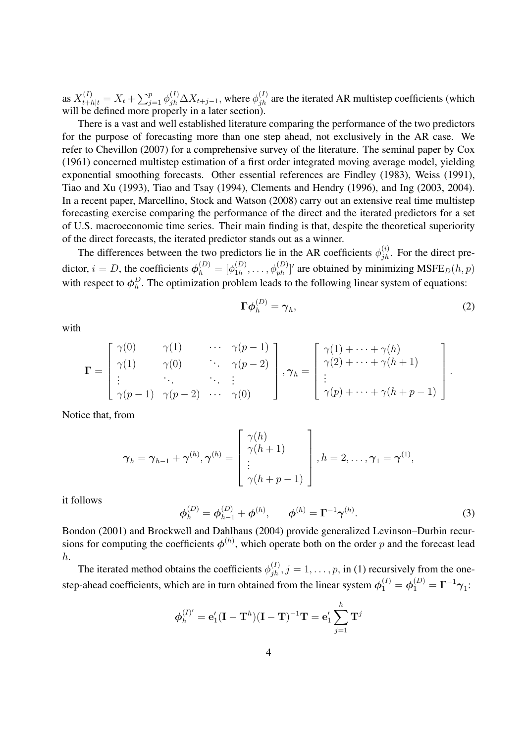as $X^{(I)}_{t+h|t} = X_t + \sum_{j=1}^{p} \phi^{(I)}_{jh} \Delta X_{t+j-1}$, where $\phi^{(I)}_{jh}$ are the iterated AR multistep coefficients (which will be defined more properly in a later section).

There is a vast and well established literature comparing the performance of the two predictors for the purpose of forecasting more than one step ahead, not exclusively in the AR case. We refer to Chevillon (2007) for a comprehensive survey of the literature. The seminal paper by Cox (1961) concerned multistep estimation of a first order integrated moving average model, yielding exponential smoothing forecasts. Other essential references are Findley (1983), Weiss (1991), Tiao and Xu (1993), Tiao and Tsay (1994), Clements and Hendry (1996), and Ing (2003, 2004). In a recent paper, Marcellino, Stock and Watson (2008) carry out an extensive real time multistep forecasting exercise comparing the performance of the direct and the iterated predictors for a set of U.S. macroeconomic time series. Their main finding is that, despite the theoretical superiority of the direct forecasts, the iterated predictor stands out as a winner.

The differences between the two predictors lie in the AR coefficients $\phi^{(i)}_{jh}$. For the direct predictor, $i = D$, the coefficients $\boldsymbol{\phi}^{(D)}_h = [\phi^{(D)}_{1h}, \ldots, \phi^{(D)}_{ph}]'$ are obtained by minimizing $\text{MSFE}_D(h,p)$ with respect to $\boldsymbol{\phi}^D_h$. The optimization problem leads to the following linear system of equations:

$$\boldsymbol{\Gamma}\boldsymbol{\phi}^{(D)}_h = \boldsymbol{\gamma}_h, \tag{2}$$

with

$$\boldsymbol{\Gamma} = \begin{bmatrix} \gamma(0) & \gamma(1) & \cdots & \gamma(p-1) \\ \gamma(1) & \gamma(0) & \ddots & \gamma(p-2) \\ \vdots & \ddots & \ddots & \vdots \\ \gamma(p-1) & \gamma(p-2) & \cdots & \gamma(0) \end{bmatrix}, \boldsymbol{\gamma}_h = \begin{bmatrix} \gamma(1) + \cdots + \gamma(h) \\ \gamma(2) + \cdots + \gamma(h+1) \\ \vdots \\ \gamma(p) + \cdots + \gamma(h+p-1) \end{bmatrix}.$$

Notice that, from

$$\boldsymbol{\gamma}_h = \boldsymbol{\gamma}_{h-1} + \boldsymbol{\gamma}^{(h)}, \boldsymbol{\gamma}^{(h)} = \begin{bmatrix} \gamma(h) \\ \gamma(h+1) \\ \vdots \\ \gamma(h+p-1) \end{bmatrix}, h = 2, \ldots, \boldsymbol{\gamma}_1 = \boldsymbol{\gamma}^{(1)},$$

it follows

$$\boldsymbol{\phi}^{(D)}_h = \boldsymbol{\phi}^{(D)}_{h-1} + \boldsymbol{\phi}^{(h)}, \qquad \boldsymbol{\phi}^{(h)} = \boldsymbol{\Gamma}^{-1}\boldsymbol{\gamma}^{(h)}. \tag{3}$$

Bondon (2001) and Brockwell and Dahlhaus (2004) provide generalized Levinson–Durbin recursions for computing the coefficients $\boldsymbol{\phi}^{(h)}$, which operate both on the order $p$ and the forecast lead $h$.

The iterated method obtains the coefficients $\phi^{(I)}_{jh}, j = 1, \ldots, p$, in (1) recursively from the one-step-ahead coefficients, which are in turn obtained from the linear system $\boldsymbol{\phi}^{(I)}_1 = \boldsymbol{\phi}^{(D)}_1 = \boldsymbol{\Gamma}^{-1}\boldsymbol{\gamma}_1$:

$$\boldsymbol{\phi}^{(I)'}_h = \mathbf{e}'_1(\mathbf{I} - \mathbf{T}^h)(\mathbf{I} - \mathbf{T})^{-1}\mathbf{T} = \mathbf{e}'_1 \sum_{j=1}^{h} \mathbf{T}^j$$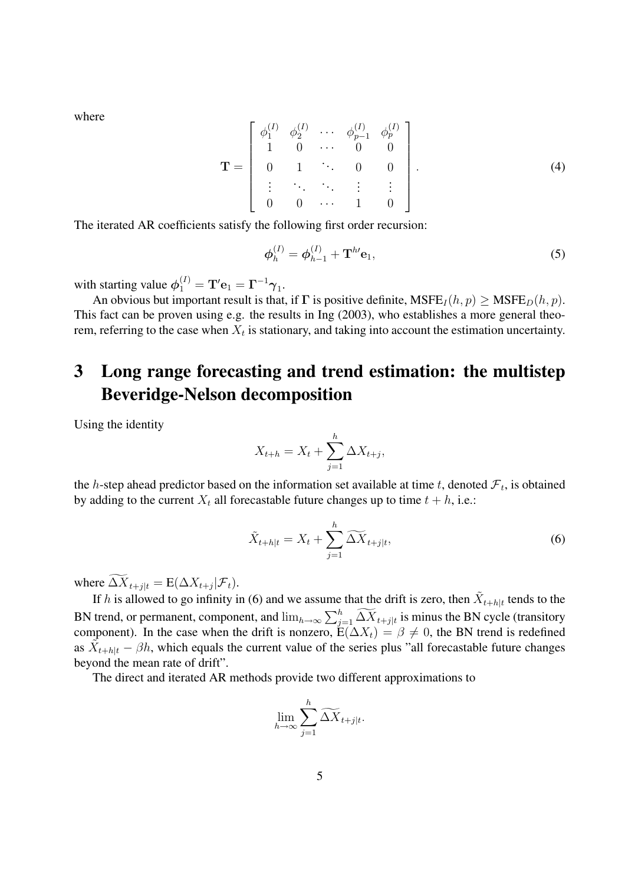where

$$
\mathbf{T} = \begin{bmatrix} \phi_1^{(I)} & \phi_2^{(I)} & \cdots & \phi_{p-1}^{(I)} & \phi_p^{(I)} \\ 1 & 0 & \cdots & 0 & 0 \\ 0 & 1 & \ddots & 0 & 0 \\ \vdots & \ddots & \ddots & \vdots & \vdots \\ 0 & 0 & \cdots & 1 & 0 \end{bmatrix}. \tag{4}
$$

The iterated AR coefficients satisfy the following first order recursion:

$$
\boldsymbol{\phi}_h^{(I)} = \boldsymbol{\phi}_{h-1}^{(I)} + \mathbf{T}^{h\prime}\mathbf{e}_1, \tag{5}
$$

with starting value $\boldsymbol{\phi}_1^{(I)} = \mathbf{T}'\mathbf{e}_1 = \boldsymbol{\Gamma}^{-1}\boldsymbol{\gamma}_1$.

An obvious but important result is that, if $\boldsymbol{\Gamma}$ is positive definite, $\text{MSFE}_I(h,p) \geq \text{MSFE}_D(h,p)$. This fact can be proven using e.g. the results in Ing (2003), who establishes a more general theorem, referring to the case when $X_t$ is stationary, and taking into account the estimation uncertainty.

# 3 Long range forecasting and trend estimation: the multistep Beveridge-Nelson decomposition

Using the identity

$$
X_{t+h} = X_t + \sum_{j=1}^{h} \Delta X_{t+j},
$$

the $h$-step ahead predictor based on the information set available at time $t$, denoted $\mathcal{F}_t$, is obtained by adding to the current $X_t$ all forecastable future changes up to time $t+h$, i.e.:

$$
\tilde{X}_{t+h|t} = X_t + \sum_{j=1}^{h} \widetilde{\Delta X}_{t+j|t}, \tag{6}
$$

where $\widetilde{\Delta X}_{t+j|t} = \text{E}(\Delta X_{t+j}|\mathcal{F}_t)$.

If $h$ is allowed to go infinity in (6) and we assume that the drift is zero, then $\tilde{X}_{t+h|t}$ tends to the BN trend, or permanent, component, and $\lim_{h\to\infty} \sum_{j=1}^{h} \widetilde{\Delta X}_{t+j|t}$ is minus the BN cycle (transitory component). In the case when the drift is nonzero, $\text{E}(\Delta X_t) = \beta \neq 0$, the BN trend is redefined as $\tilde{X}_{t+h|t} - \beta h$, which equals the current value of the series plus "all forecastable future changes beyond the mean rate of drift".

The direct and iterated AR methods provide two different approximations to

$$
\lim_{h\to\infty} \sum_{j=1}^{h} \widetilde{\Delta X}_{t+j|t}.
$$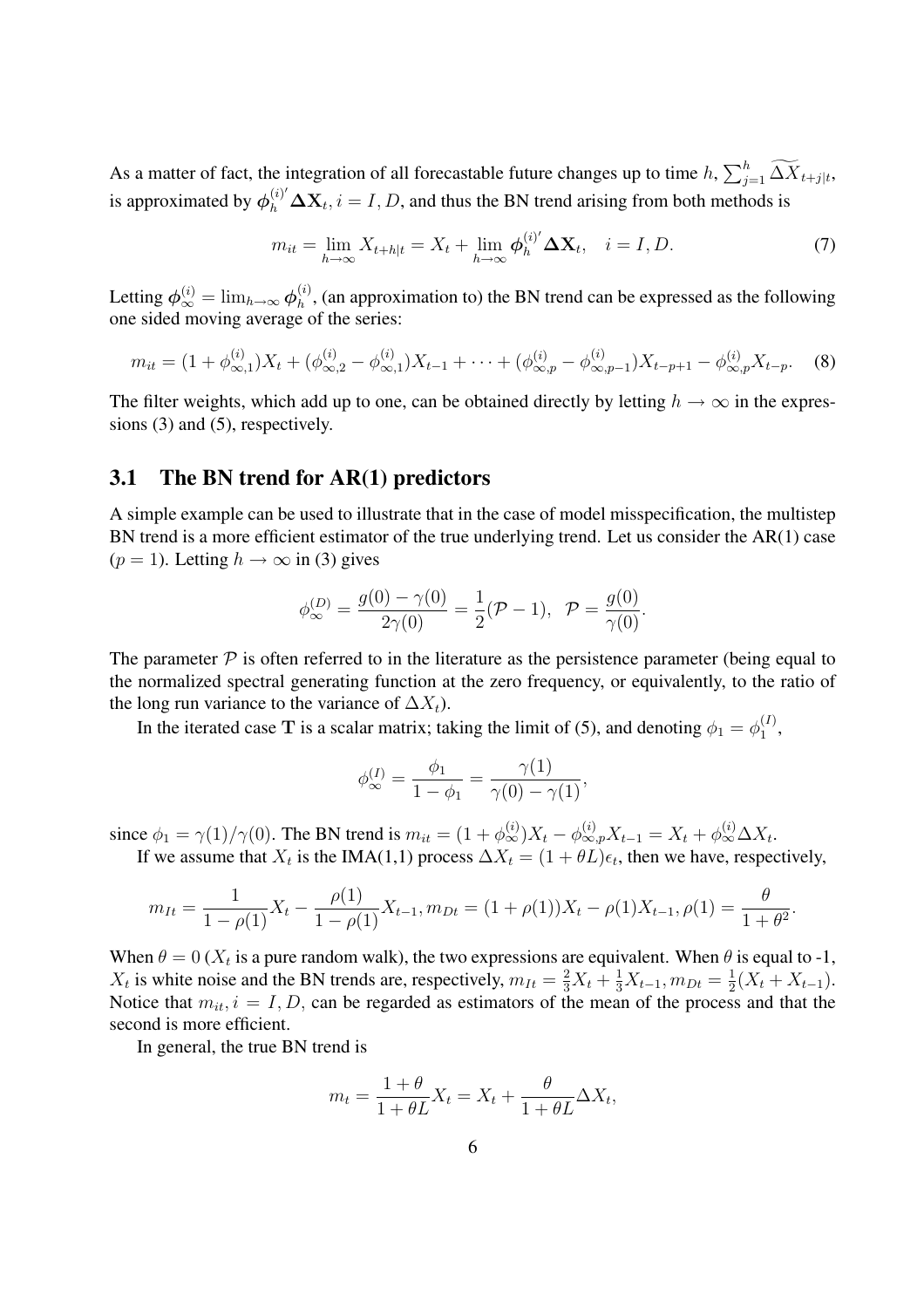As a matter of fact, the integration of all forecastable future changes up to time $h$, $\sum_{j=1}^{h} \widetilde{\Delta X}_{t+j|t}$, is approximated by $\boldsymbol{\phi}_h^{(i)'} \boldsymbol{\Delta} \mathbf{X}_t, i = I, D$, and thus the BN trend arising from both methods is

$$m_{it} = \lim_{h \to \infty} X_{t+h|t} = X_t + \lim_{h \to \infty} \boldsymbol{\phi}_h^{(i)'} \boldsymbol{\Delta} \mathbf{X}_t, \quad i = I, D. \tag{7}$$

Letting $\boldsymbol{\phi}_\infty^{(i)} = \lim_{h \to \infty} \boldsymbol{\phi}_h^{(i)}$, (an approximation to) the BN trend can be expressed as the following one sided moving average of the series:

$$m_{it} = (1 + \phi_{\infty,1}^{(i)}) X_t + (\phi_{\infty,2}^{(i)} - \phi_{\infty,1}^{(i)}) X_{t-1} + \cdots + (\phi_{\infty,p}^{(i)} - \phi_{\infty,p-1}^{(i)}) X_{t-p+1} - \phi_{\infty,p}^{(i)} X_{t-p}. \tag{8}$$

The filter weights, which add up to one, can be obtained directly by letting $h \to \infty$ in the expressions (3) and (5), respectively.

## 3.1 The BN trend for AR(1) predictors

A simple example can be used to illustrate that in the case of model misspecification, the multistep BN trend is a more efficient estimator of the true underlying trend. Let us consider the AR(1) case ($p = 1$). Letting $h \to \infty$ in (3) gives

$$\phi_\infty^{(D)} = \frac{g(0) - \gamma(0)}{2\gamma(0)} = \frac{1}{2}(\mathcal{P} - 1), \;\; \mathcal{P} = \frac{g(0)}{\gamma(0)}.$$

The parameter $\mathcal{P}$ is often referred to in the literature as the persistence parameter (being equal to the normalized spectral generating function at the zero frequency, or equivalently, to the ratio of the long run variance to the variance of $\Delta X_t$).

In the iterated case $\mathbf{T}$ is a scalar matrix; taking the limit of (5), and denoting $\phi_1 = \phi_1^{(I)}$,

$$\phi_\infty^{(I)} = \frac{\phi_1}{1 - \phi_1} = \frac{\gamma(1)}{\gamma(0) - \gamma(1)},$$

since $\phi_1 = \gamma(1)/\gamma(0)$. The BN trend is $m_{it} = (1 + \phi_\infty^{(i)}) X_t - \phi_{\infty,p}^{(i)} X_{t-1} = X_t + \phi_\infty^{(i)} \Delta X_t$.

If we assume that $X_t$ is the IMA(1,1) process $\Delta X_t = (1 + \theta L)\epsilon_t$, then we have, respectively,

$$m_{It} = \frac{1}{1 - \rho(1)} X_t - \frac{\rho(1)}{1 - \rho(1)} X_{t-1}, m_{Dt} = (1 + \rho(1)) X_t - \rho(1) X_{t-1}, \rho(1) = \frac{\theta}{1 + \theta^2}.$$

When $\theta = 0$ ($X_t$ is a pure random walk), the two expressions are equivalent. When $\theta$ is equal to -1, $X_t$ is white noise and the BN trends are, respectively, $m_{It} = \frac{2}{3} X_t + \frac{1}{3} X_{t-1}, m_{Dt} = \frac{1}{2}(X_t + X_{t-1})$. Notice that $m_{it}, i = I, D$, can be regarded as estimators of the mean of the process and that the second is more efficient.

In general, the true BN trend is

$$m_t = \frac{1 + \theta}{1 + \theta L} X_t = X_t + \frac{\theta}{1 + \theta L} \Delta X_t,$$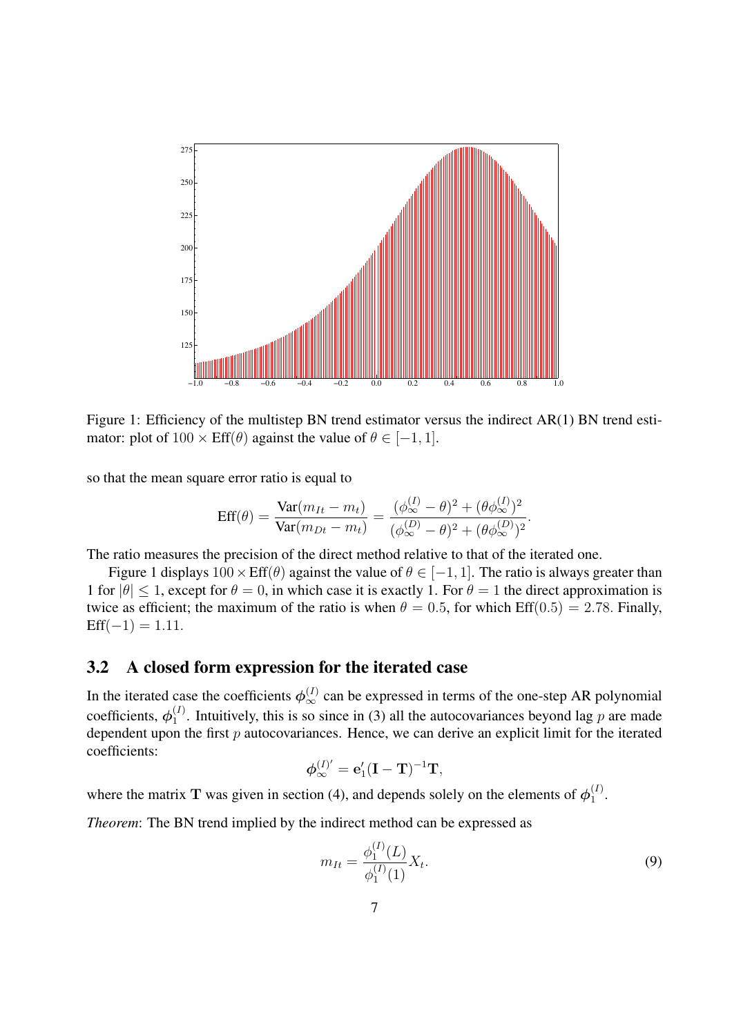Figure 1: Efficiency of the multistep BN trend estimator versus the indirect AR(1) BN trend estimator: plot of $100 \times \text{Eff}(\theta)$ against the value of $\theta \in [-1, 1]$.

so that the mean square error ratio is equal to

$$\text{Eff}(\theta) = \frac{\text{Var}(m_{It} - m_t)}{\text{Var}(m_{Dt} - m_t)} = \frac{(\phi_\infty^{(I)} - \theta)^2 + (\theta\phi_\infty^{(I)})^2}{(\phi_\infty^{(D)} - \theta)^2 + (\theta\phi_\infty^{(D)})^2}.$$

The ratio measures the precision of the direct method relative to that of the iterated one.

Figure 1 displays $100 \times \text{Eff}(\theta)$ against the value of $\theta \in [-1, 1]$. The ratio is always greater than 1 for $|\theta| \leq 1$, except for $\theta = 0$, in which case it is exactly 1. For $\theta = 1$ the direct approximation is twice as efficient; the maximum of the ratio is when $\theta = 0.5$, for which $\text{Eff}(0.5) = 2.78$. Finally, $\text{Eff}(-1) = 1.11$.

## 3.2 A closed form expression for the iterated case

In the iterated case the coefficients $\boldsymbol{\phi}_\infty^{(I)}$ can be expressed in terms of the one-step AR polynomial coefficients, $\boldsymbol{\phi}_1^{(I)}$. Intuitively, this is so since in (3) all the autocovariances beyond lag $p$ are made dependent upon the first $p$ autocovariances. Hence, we can derive an explicit limit for the iterated coefficients:

$$\boldsymbol{\phi}_\infty^{(I)'} = \mathbf{e}_1'(\mathbf{I} - \mathbf{T})^{-1}\mathbf{T},$$

where the matrix $\mathbf{T}$ was given in section (4), and depends solely on the elements of $\boldsymbol{\phi}_1^{(I)}$.

*Theorem*: The BN trend implied by the indirect method can be expressed as

$$m_{It} = \frac{\phi_1^{(I)}(L)}{\phi_1^{(I)}(1)} X_t. \tag{9}$$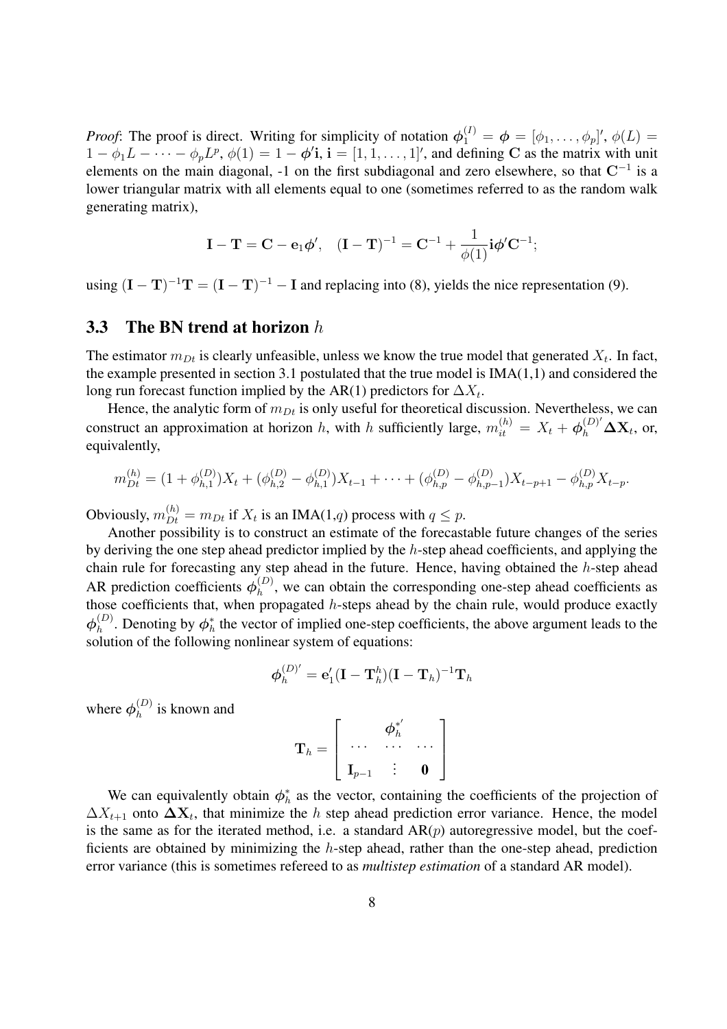*Proof*: The proof is direct. Writing for simplicity of notation $\boldsymbol{\phi}_1^{(I)} = \boldsymbol{\phi} = [\phi_1, \ldots, \phi_p]'$, $\phi(L) = 1 - \phi_1 L - \cdots - \phi_p L^p$, $\phi(1) = 1 - \boldsymbol{\phi}'\mathbf{i}$, $\mathbf{i} = [1, 1, \ldots, 1]'$, and defining $\mathbf{C}$ as the matrix with unit elements on the main diagonal, -1 on the first subdiagonal and zero elsewhere, so that $\mathbf{C}^{-1}$ is a lower triangular matrix with all elements equal to one (sometimes referred to as the random walk generating matrix),

$$\mathbf{I} - \mathbf{T} = \mathbf{C} - \mathbf{e}_1\boldsymbol{\phi}', \quad (\mathbf{I} - \mathbf{T})^{-1} = \mathbf{C}^{-1} + \frac{1}{\phi(1)}\mathbf{i}\boldsymbol{\phi}'\mathbf{C}^{-1};$$

using $(\mathbf{I} - \mathbf{T})^{-1}\mathbf{T} = (\mathbf{I} - \mathbf{T})^{-1} - \mathbf{I}$ and replacing into (8), yields the nice representation (9).

## 3.3 The BN trend at horizon $h$

The estimator $m_{Dt}$ is clearly unfeasible, unless we know the true model that generated $X_t$. In fact, the example presented in section 3.1 postulated that the true model is IMA(1,1) and considered the long run forecast function implied by the AR(1) predictors for $\Delta X_t$.

Hence, the analytic form of $m_{Dt}$ is only useful for theoretical discussion. Nevertheless, we can construct an approximation at horizon $h$, with $h$ sufficiently large, $m_{it}^{(h)} = X_t + \boldsymbol{\phi}_h^{(D)'}\boldsymbol{\Delta}\mathbf{X}_t$, or, equivalently,

$$m_{Dt}^{(h)} = (1 + \phi_{h,1}^{(D)})X_t + (\phi_{h,2}^{(D)} - \phi_{h,1}^{(D)})X_{t-1} + \cdots + (\phi_{h,p}^{(D)} - \phi_{h,p-1}^{(D)})X_{t-p+1} - \phi_{h,p}^{(D)}X_{t-p}.$$

Obviously, $m_{Dt}^{(h)} = m_{Dt}$ if $X_t$ is an IMA(1,$q$) process with $q \leq p$.

Another possibility is to construct an estimate of the forecastable future changes of the series by deriving the one step ahead predictor implied by the $h$-step ahead coefficients, and applying the chain rule for forecasting any step ahead in the future. Hence, having obtained the $h$-step ahead AR prediction coefficients $\boldsymbol{\phi}_h^{(D)}$, we can obtain the corresponding one-step ahead coefficients as those coefficients that, when propagated $h$-steps ahead by the chain rule, would produce exactly $\boldsymbol{\phi}_h^{(D)}$. Denoting by $\boldsymbol{\phi}_h^*$ the vector of implied one-step coefficients, the above argument leads to the solution of the following nonlinear system of equations:

$$\boldsymbol{\phi}_h^{(D)'} = \mathbf{e}_1'(\mathbf{I} - \mathbf{T}_h^h)(\mathbf{I} - \mathbf{T}_h)^{-1}\mathbf{T}_h$$

where $\boldsymbol{\phi}_h^{(D)}$ is known and

$$\mathbf{T}_h = \begin{bmatrix} & \boldsymbol{\phi}_h^{*'} & \\ \cdots & \cdots & \cdots \\ \mathbf{I}_{p-1} & \vdots & \mathbf{0} \end{bmatrix}$$

We can equivalently obtain $\boldsymbol{\phi}_h^*$ as the vector, containing the coefficients of the projection of $\Delta X_{t+1}$ onto $\boldsymbol{\Delta}\mathbf{X}_t$, that minimize the $h$ step ahead prediction error variance. Hence, the model is the same as for the iterated method, i.e. a standard AR($p$) autoregressive model, but the coefficients are obtained by minimizing the $h$-step ahead, rather than the one-step ahead, prediction error variance (this is sometimes refereed to as *multistep estimation* of a standard AR model).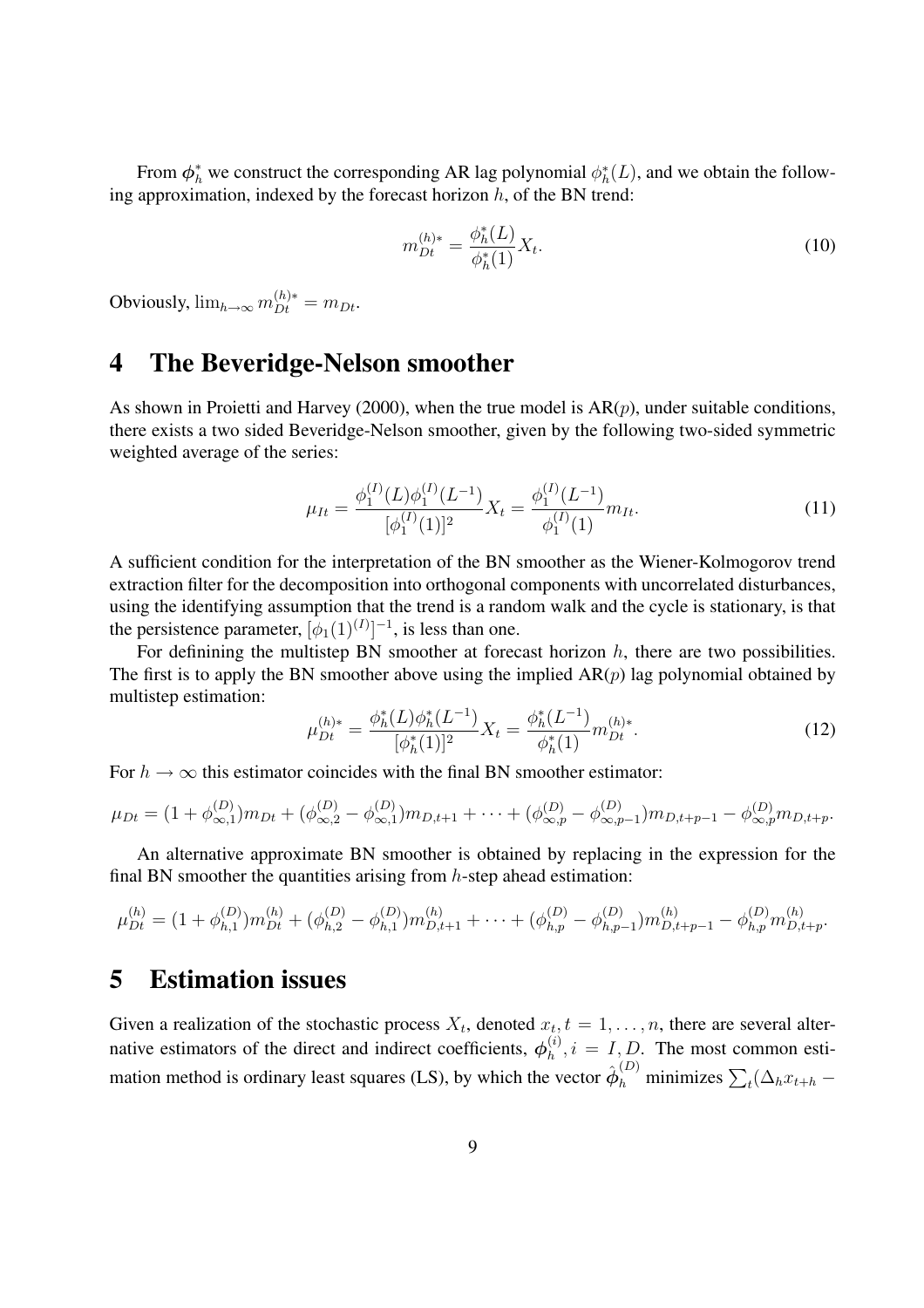From $\boldsymbol{\phi}_h^*$ we construct the corresponding AR lag polynomial $\phi_h^*(L)$, and we obtain the following approximation, indexed by the forecast horizon $h$, of the BN trend:

$$m_{Dt}^{(h)*} = \frac{\phi_h^*(L)}{\phi_h^*(1)} X_t. \tag{10}$$

Obviously, $\lim_{h\to\infty} m_{Dt}^{(h)*} = m_{Dt}$.

# 4 The Beveridge-Nelson smoother

As shown in Proietti and Harvey (2000), when the true model is AR($p$), under suitable conditions, there exists a two sided Beveridge-Nelson smoother, given by the following two-sided symmetric weighted average of the series:

$$\mu_{It} = \frac{\phi_1^{(I)}(L)\phi_1^{(I)}(L^{-1})}{[\phi_1^{(I)}(1)]^2} X_t = \frac{\phi_1^{(I)}(L^{-1})}{\phi_1^{(I)}(1)} m_{It}. \tag{11}$$

A sufficient condition for the interpretation of the BN smoother as the Wiener-Kolmogorov trend extraction filter for the decomposition into orthogonal components with uncorrelated disturbances, using the identifying assumption that the trend is a random walk and the cycle is stationary, is that the persistence parameter, $[\phi_1(1)^{(I)}]^{-1}$, is less than one.

For definining the multistep BN smoother at forecast horizon $h$, there are two possibilities. The first is to apply the BN smoother above using the implied AR($p$) lag polynomial obtained by multistep estimation:

$$\mu_{Dt}^{(h)*} = \frac{\phi_h^*(L)\phi_h^*(L^{-1})}{[\phi_h^*(1)]^2} X_t = \frac{\phi_h^*(L^{-1})}{\phi_h^*(1)} m_{Dt}^{(h)*}. \tag{12}$$

For $h \to \infty$ this estimator coincides with the final BN smoother estimator:

$$\mu_{Dt} = (1+\phi_{\infty,1}^{(D)})m_{Dt} + (\phi_{\infty,2}^{(D)} - \phi_{\infty,1}^{(D)})m_{D,t+1} + \cdots + (\phi_{\infty,p}^{(D)} - \phi_{\infty,p-1}^{(D)})m_{D,t+p-1} - \phi_{\infty,p}^{(D)} m_{D,t+p}.$$

An alternative approximate BN smoother is obtained by replacing in the expression for the final BN smoother the quantities arising from $h$-step ahead estimation:

$$\mu_{Dt}^{(h)} = (1+\phi_{h,1}^{(D)})m_{Dt}^{(h)} + (\phi_{h,2}^{(D)} - \phi_{h,1}^{(D)})m_{D,t+1}^{(h)} + \cdots + (\phi_{h,p}^{(D)} - \phi_{h,p-1}^{(D)})m_{D,t+p-1}^{(h)} - \phi_{h,p}^{(D)} m_{D,t+p}^{(h)}.$$

# 5 Estimation issues

Given a realization of the stochastic process $X_t$, denoted $x_t, t = 1, \ldots, n$, there are several alternative estimators of the direct and indirect coefficients, $\boldsymbol{\phi}_h^{(i)}, i = I, D$. The most common estimation method is ordinary least squares (LS), by which the vector $\hat{\boldsymbol{\phi}}_h^{(D)}$ minimizes $\sum_t(\Delta_h x_{t+h} -$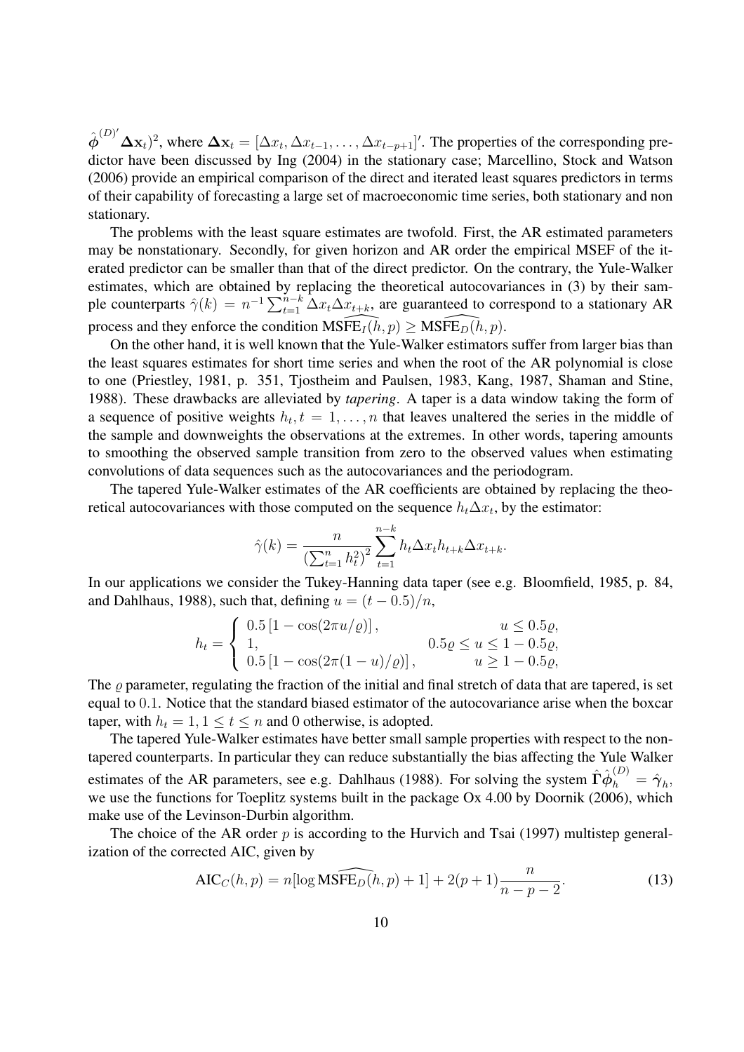$\hat{\boldsymbol{\phi}}^{(D)'}\boldsymbol{\Delta}\mathbf{x}_t)^2$, where $\boldsymbol{\Delta}\mathbf{x}_t = [\Delta x_t, \Delta x_{t-1}, \ldots, \Delta x_{t-p+1}]'$. The properties of the corresponding predictor have been discussed by Ing (2004) in the stationary case; Marcellino, Stock and Watson (2006) provide an empirical comparison of the direct and iterated least squares predictors in terms of their capability of forecasting a large set of macroeconomic time series, both stationary and non stationary.

The problems with the least square estimates are twofold. First, the AR estimated parameters may be nonstationary. Secondly, for given horizon and AR order the empirical MSEF of the iterated predictor can be smaller than that of the direct predictor. On the contrary, the Yule-Walker estimates, which are obtained by replacing the theoretical autocovariances in (3) by their sample counterparts $\hat{\gamma}(k) = n^{-1}\sum_{t=1}^{n-k}\Delta x_t \Delta x_{t+k}$, are guaranteed to correspond to a stationary AR process and they enforce the condition $\widehat{\text{MSFE}}_I(h,p) \geq \widehat{\text{MSFE}}_D(h,p)$.

On the other hand, it is well known that the Yule-Walker estimators suffer from larger bias than the least squares estimates for short time series and when the root of the AR polynomial is close to one (Priestley, 1981, p. 351, Tjostheim and Paulsen, 1983, Kang, 1987, Shaman and Stine, 1988). These drawbacks are alleviated by *tapering*. A taper is a data window taking the form of a sequence of positive weights $h_t, t = 1, \ldots, n$ that leaves unaltered the series in the middle of the sample and downweights the observations at the extremes. In other words, tapering amounts to smoothing the observed sample transition from zero to the observed values when estimating convolutions of data sequences such as the autocovariances and the periodogram.

The tapered Yule-Walker estimates of the AR coefficients are obtained by replacing the theoretical autocovariances with those computed on the sequence $h_t \Delta x_t$, by the estimator:

$$\hat{\gamma}(k) = \frac{n}{\left(\sum_{t=1}^{n} h_t^2\right)^2}\sum_{t=1}^{n-k} h_t \Delta x_t h_{t+k} \Delta x_{t+k}.$$

In our applications we consider the Tukey-Hanning data taper (see e.g. Bloomfield, 1985, p. 84, and Dahlhaus, 1988), such that, defining $u = (t - 0.5)/n$,

$$h_t = \begin{cases} 0.5\left[1 - \cos(2\pi u/\varrho)\right], & u \leq 0.5\varrho, \\ 1, & 0.5\varrho \leq u \leq 1 - 0.5\varrho, \\ 0.5\left[1 - \cos(2\pi(1-u)/\varrho)\right], & u \geq 1 - 0.5\varrho, \end{cases}$$

The $\varrho$ parameter, regulating the fraction of the initial and final stretch of data that are tapered, is set equal to $0.1$. Notice that the standard biased estimator of the autocovariance arise when the boxcar taper, with $h_t = 1, 1 \leq t \leq n$ and 0 otherwise, is adopted.

The tapered Yule-Walker estimates have better small sample properties with respect to the non-tapered counterparts. In particular they can reduce substantially the bias affecting the Yule Walker estimates of the AR parameters, see e.g. Dahlhaus (1988). For solving the system $\hat{\boldsymbol{\Gamma}}\hat{\boldsymbol{\phi}}_h^{(D)} = \hat{\boldsymbol{\gamma}}_h$, we use the functions for Toeplitz systems built in the package Ox 4.00 by Doornik (2006), which make use of the Levinson-Durbin algorithm.

The choice of the AR order $p$ is according to the Hurvich and Tsai (1997) multistep generalization of the corrected AIC, given by

$$\text{AIC}_C(h,p) = n[\log \widehat{\text{MSFE}}_D(h,p) + 1] + 2(p+1)\frac{n}{n-p-2}. \tag{13}$$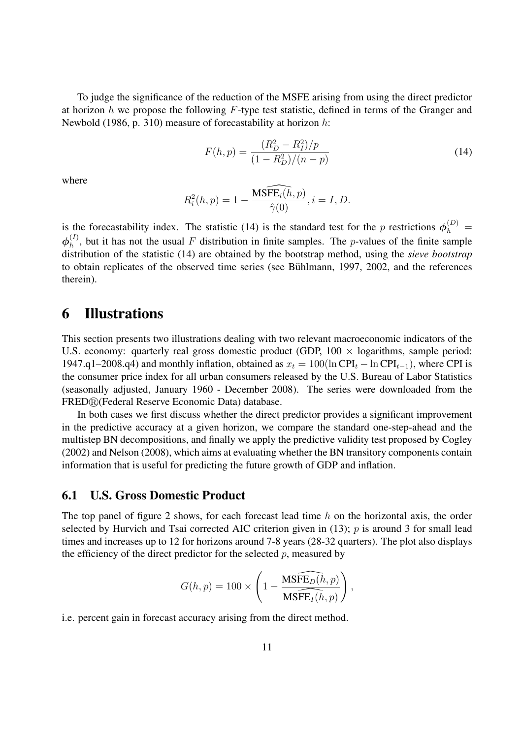To judge the significance of the reduction of the MSFE arising from using the direct predictor at horizon $h$ we propose the following $F$-type test statistic, defined in terms of the Granger and Newbold (1986, p. 310) measure of forecastability at horizon $h$:

$$F(h,p) = \frac{(R_D^2 - R_I^2)/p}{(1 - R_D^2)/(n-p)} \tag{14}$$

where

$$R_i^2(h,p) = 1 - \frac{\widehat{\text{MSFE}_i(h,p)}}{\hat{\gamma}(0)}, i = I, D.$$

is the forecastability index. The statistic (14) is the standard test for the $p$ restrictions $\boldsymbol{\phi}_h^{(D)} = \boldsymbol{\phi}_h^{(I)}$, but it has not the usual $F$ distribution in finite samples. The $p$-values of the finite sample distribution of the statistic (14) are obtained by the bootstrap method, using the *sieve bootstrap* to obtain replicates of the observed time series (see Bühlmann, 1997, 2002, and the references therein).

# 6 Illustrations

This section presents two illustrations dealing with two relevant macroeconomic indicators of the U.S. economy: quarterly real gross domestic product (GDP, 100 $\times$ logarithms, sample period: 1947.q1–2008.q4) and monthly inflation, obtained as $x_t = 100(\ln \text{CPI}_t - \ln \text{CPI}_{t-1})$, where CPI is the consumer price index for all urban consumers released by the U.S. Bureau of Labor Statistics (seasonally adjusted, January 1960 - December 2008). The series were downloaded from the FRED®(Federal Reserve Economic Data) database.

In both cases we first discuss whether the direct predictor provides a significant improvement in the predictive accuracy at a given horizon, we compare the standard one-step-ahead and the multistep BN decompositions, and finally we apply the predictive validity test proposed by Cogley (2002) and Nelson (2008), which aims at evaluating whether the BN transitory components contain information that is useful for predicting the future growth of GDP and inflation.

## 6.1 U.S. Gross Domestic Product

The top panel of figure 2 shows, for each forecast lead time $h$ on the horizontal axis, the order selected by Hurvich and Tsai corrected AIC criterion given in (13); $p$ is around 3 for small lead times and increases up to 12 for horizons around 7-8 years (28-32 quarters). The plot also displays the efficiency of the direct predictor for the selected $p$, measured by

$$G(h,p) = 100 \times \left(1 - \frac{\widehat{\text{MSFE}_D(h,p)}}{\widehat{\text{MSFE}_I(h,p)}}\right),$$

i.e. percent gain in forecast accuracy arising from the direct method.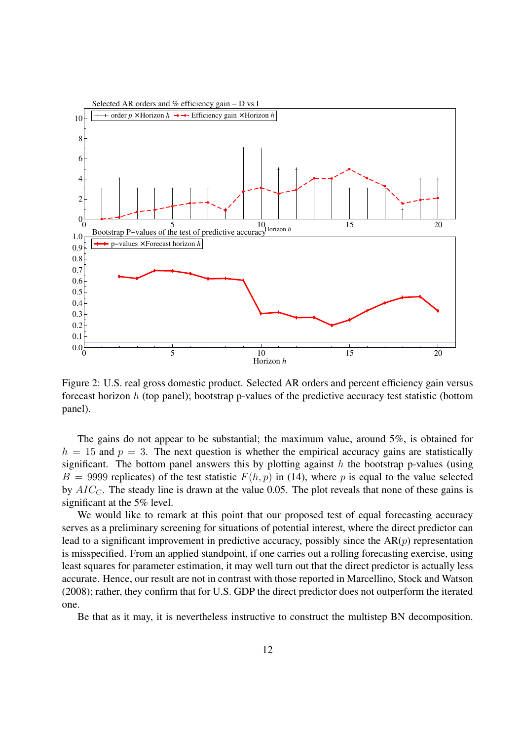Figure 2: U.S. real gross domestic product. Selected AR orders and percent efficiency gain versus forecast horizon $h$ (top panel); bootstrap p-values of the predictive accuracy test statistic (bottom panel).

The gains do not appear to be substantial; the maximum value, around 5%, is obtained for $h = 15$ and $p = 3$. The next question is whether the empirical accuracy gains are statistically significant. The bottom panel answers this by plotting against $h$ the bootstrap p-values (using $B = 9999$ replicates) of the test statistic $F(h, p)$ in (14), where $p$ is equal to the value selected by $AIC_C$. The steady line is drawn at the value 0.05. The plot reveals that none of these gains is significant at the 5% level.

We would like to remark at this point that our proposed test of equal forecasting accuracy serves as a preliminary screening for situations of potential interest, where the direct predictor can lead to a significant improvement in predictive accuracy, possibly since the AR($p$) representation is misspecified. From an applied standpoint, if one carries out a rolling forecasting exercise, using least squares for parameter estimation, it may well turn out that the direct predictor is actually less accurate. Hence, our result are not in contrast with those reported in Marcellino, Stock and Watson (2008); rather, they confirm that for U.S. GDP the direct predictor does not outperform the iterated one.

Be that as it may, it is nevertheless instructive to construct the multistep BN decomposition.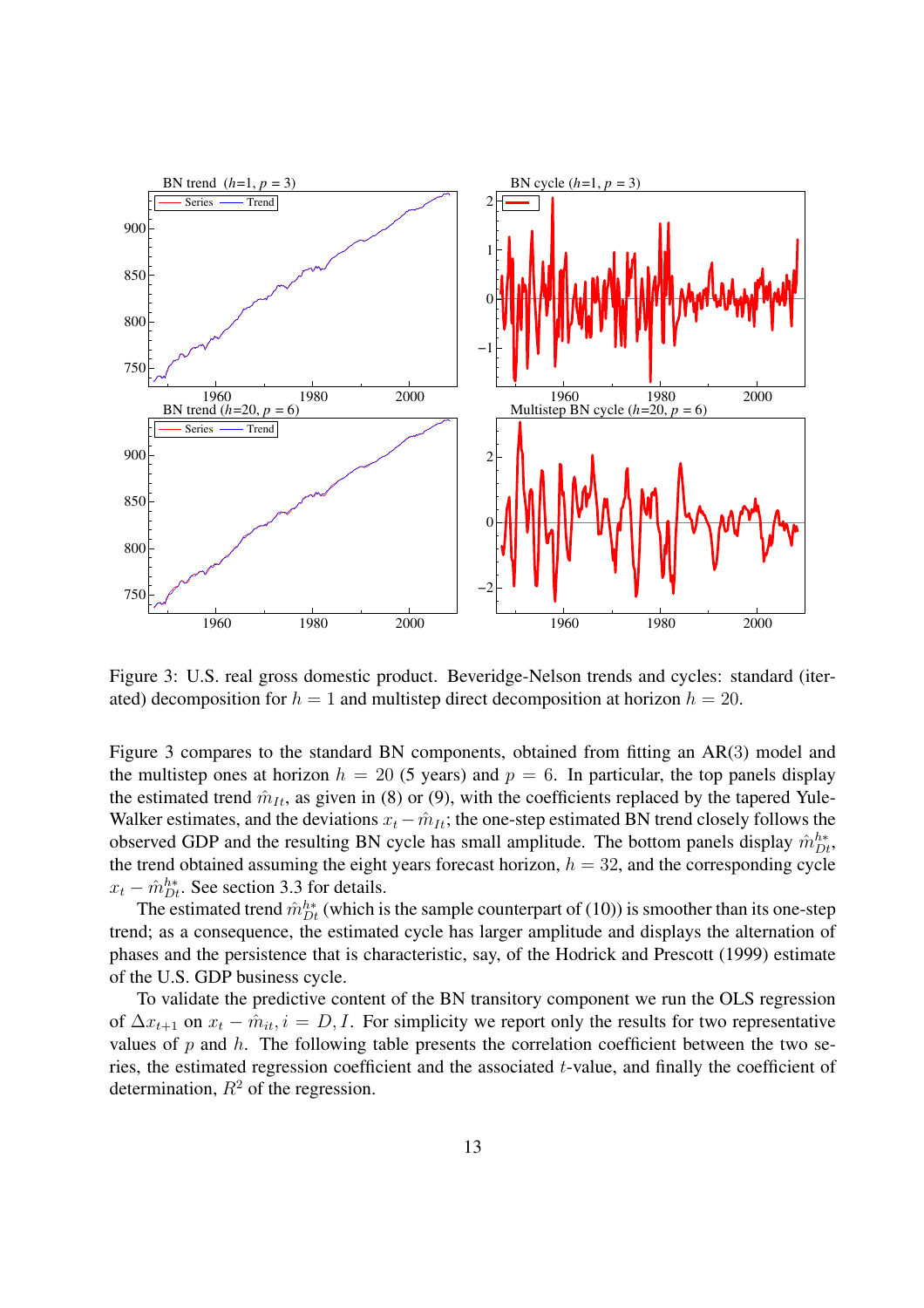Figure 3: U.S. real gross domestic product. Beveridge-Nelson trends and cycles: standard (iterated) decomposition for $h = 1$ and multistep direct decomposition at horizon $h = 20$.

Figure 3 compares to the standard BN components, obtained from fitting an AR(3) model and the multistep ones at horizon $h = 20$ (5 years) and $p = 6$. In particular, the top panels display the estimated trend $\hat{m}_{It}$, as given in (8) or (9), with the coefficients replaced by the tapered Yule-Walker estimates, and the deviations $x_t - \hat{m}_{It}$; the one-step estimated BN trend closely follows the observed GDP and the resulting BN cycle has small amplitude. The bottom panels display $\hat{m}^{h*}_{Dt}$, the trend obtained assuming the eight years forecast horizon, $h = 32$, and the corresponding cycle $x_t - \hat{m}^{h*}_{Dt}$. See section 3.3 for details.

The estimated trend $\hat{m}^{h*}_{Dt}$ (which is the sample counterpart of (10)) is smoother than its one-step trend; as a consequence, the estimated cycle has larger amplitude and displays the alternation of phases and the persistence that is characteristic, say, of the Hodrick and Prescott (1999) estimate of the U.S. GDP business cycle.

To validate the predictive content of the BN transitory component we run the OLS regression of $\Delta x_{t+1}$ on $x_t - \hat{m}_{it}, i = D, I$. For simplicity we report only the results for two representative values of $p$ and $h$. The following table presents the correlation coefficient between the two series, the estimated regression coefficient and the associated $t$-value, and finally the coefficient of determination, $R^2$ of the regression.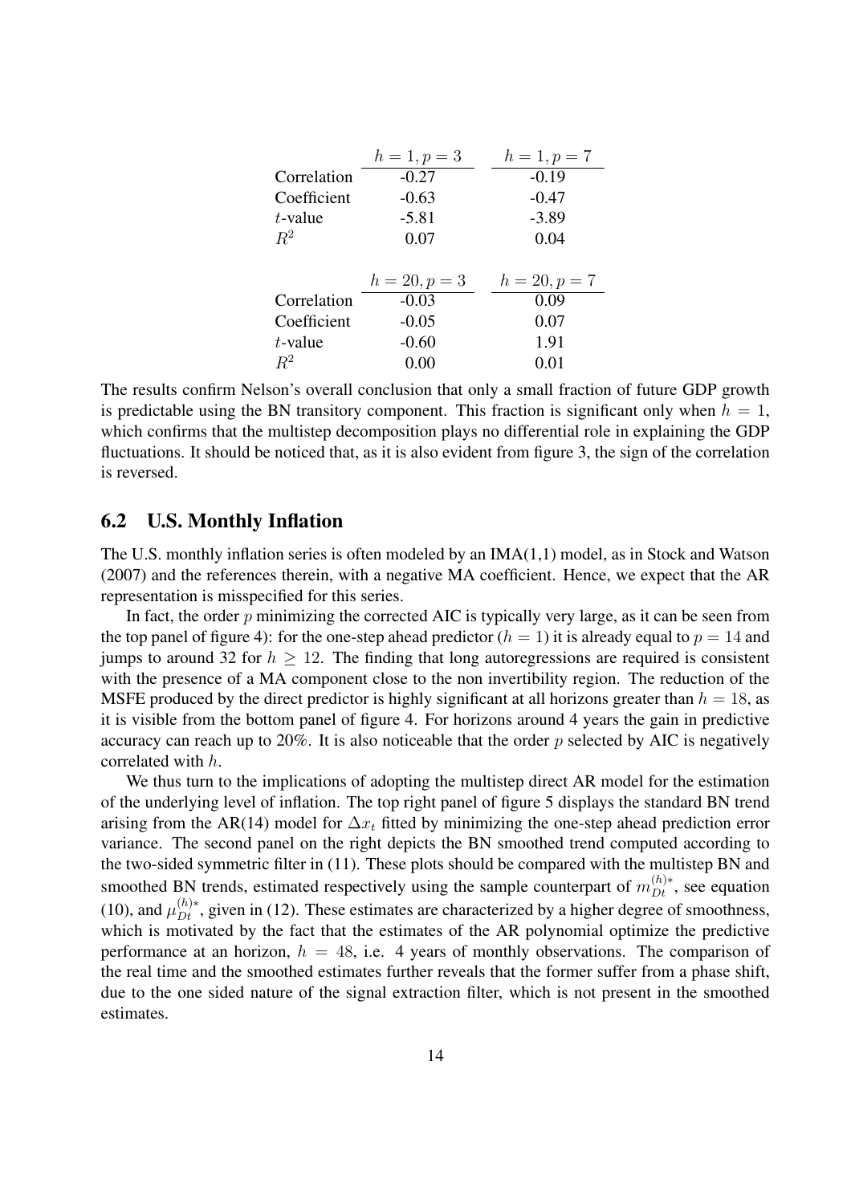|  | $h = 1, p = 3$ | $h = 1, p = 7$ |
|---|---|---|
| Correlation | -0.27 | -0.19 |
| Coefficient | -0.63 | -0.47 |
| $t$-value | -5.81 | -3.89 |
| $R^2$ | 0.07 | 0.04 |

|  | $h = 20, p = 3$ | $h = 20, p = 7$ |
|---|---|---|
| Correlation | -0.03 | 0.09 |
| Coefficient | -0.05 | 0.07 |
| $t$-value | -0.60 | 1.91 |
| $R^2$ | 0.00 | 0.01 |

The results confirm Nelson's overall conclusion that only a small fraction of future GDP growth is predictable using the BN transitory component. This fraction is significant only when $h = 1$, which confirms that the multistep decomposition plays no differential role in explaining the GDP fluctuations. It should be noticed that, as it is also evident from figure 3, the sign of the correlation is reversed.

## 6.2 U.S. Monthly Inflation

The U.S. monthly inflation series is often modeled by an IMA(1,1) model, as in Stock and Watson (2007) and the references therein, with a negative MA coefficient. Hence, we expect that the AR representation is misspecified for this series.

In fact, the order $p$ minimizing the corrected AIC is typically very large, as it can be seen from the top panel of figure 4): for the one-step ahead predictor ($h = 1$) it is already equal to $p = 14$ and jumps to around 32 for $h \geq 12$. The finding that long autoregressions are required is consistent with the presence of a MA component close to the non invertibility region. The reduction of the MSFE produced by the direct predictor is highly significant at all horizons greater than $h = 18$, as it is visible from the bottom panel of figure 4. For horizons around 4 years the gain in predictive accuracy can reach up to 20%. It is also noticeable that the order $p$ selected by AIC is negatively correlated with $h$.

We thus turn to the implications of adopting the multistep direct AR model for the estimation of the underlying level of inflation. The top right panel of figure 5 displays the standard BN trend arising from the AR(14) model for $\Delta x_t$ fitted by minimizing the one-step ahead prediction error variance. The second panel on the right depicts the BN smoothed trend computed according to the two-sided symmetric filter in (11). These plots should be compared with the multistep BN and smoothed BN trends, estimated respectively using the sample counterpart of $m_{Dt}^{(h)*}$, see equation (10), and $\mu_{Dt}^{(h)*}$, given in (12). These estimates are characterized by a higher degree of smoothness, which is motivated by the fact that the estimates of the AR polynomial optimize the predictive performance at an horizon, $h = 48$, i.e. 4 years of monthly observations. The comparison of the real time and the smoothed estimates further reveals that the former suffer from a phase shift, due to the one sided nature of the signal extraction filter, which is not present in the smoothed estimates.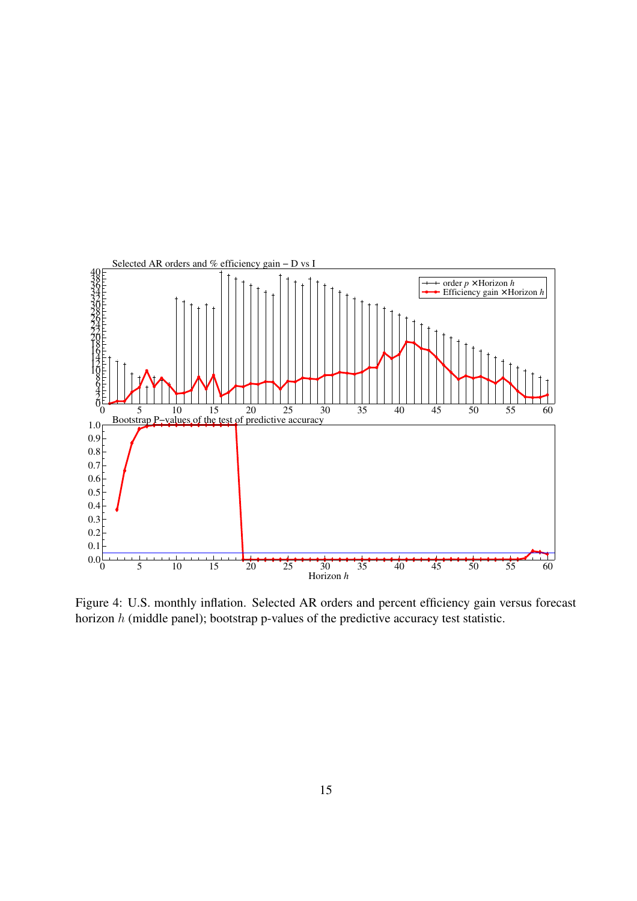Figure 4: U.S. monthly inflation. Selected AR orders and percent efficiency gain versus forecast horizon $h$ (middle panel); bootstrap p-values of the predictive accuracy test statistic.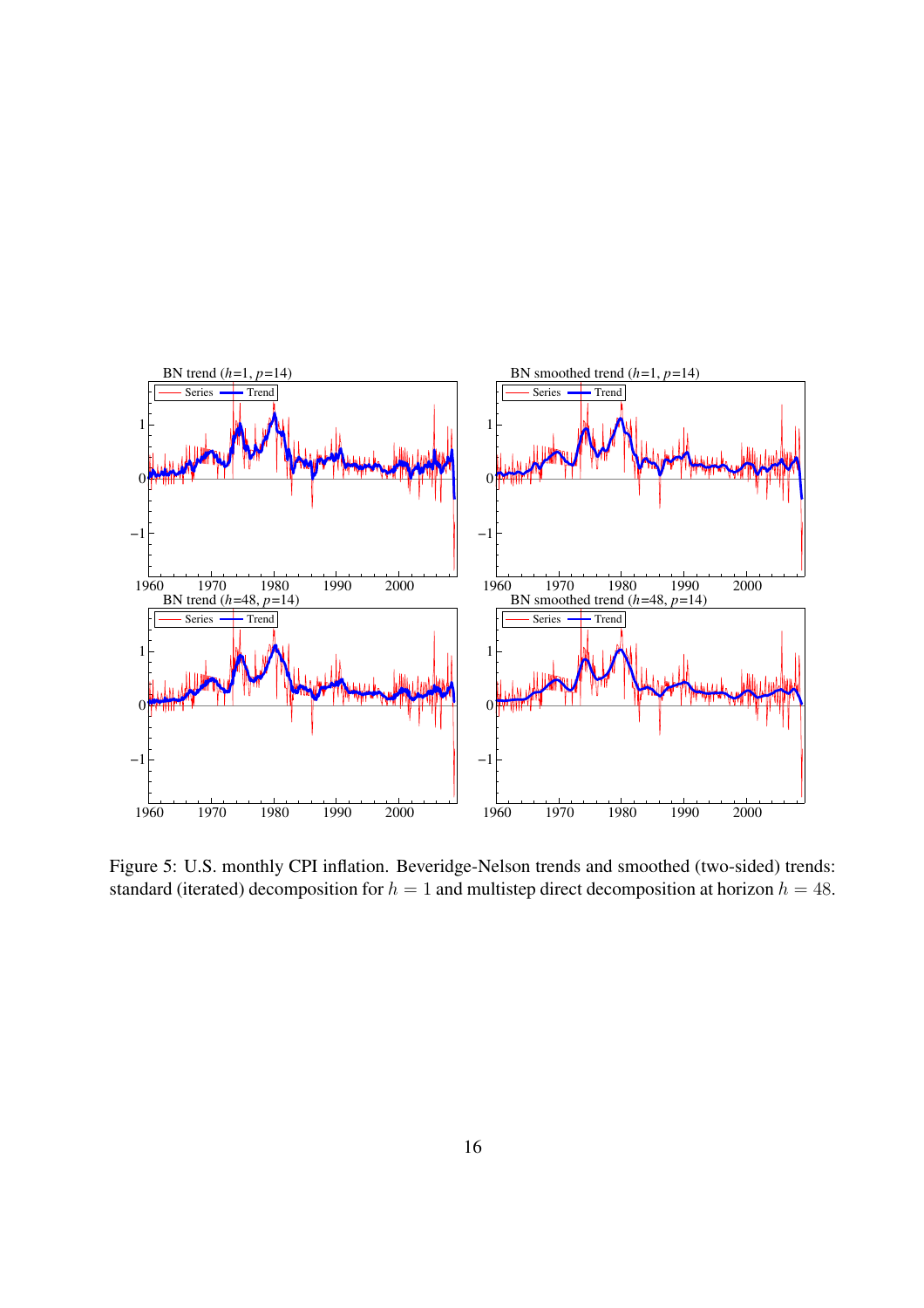Figure 5: U.S. monthly CPI inflation. Beveridge-Nelson trends and smoothed (two-sided) trends: standard (iterated) decomposition for $h = 1$ and multistep direct decomposition at horizon $h = 48$.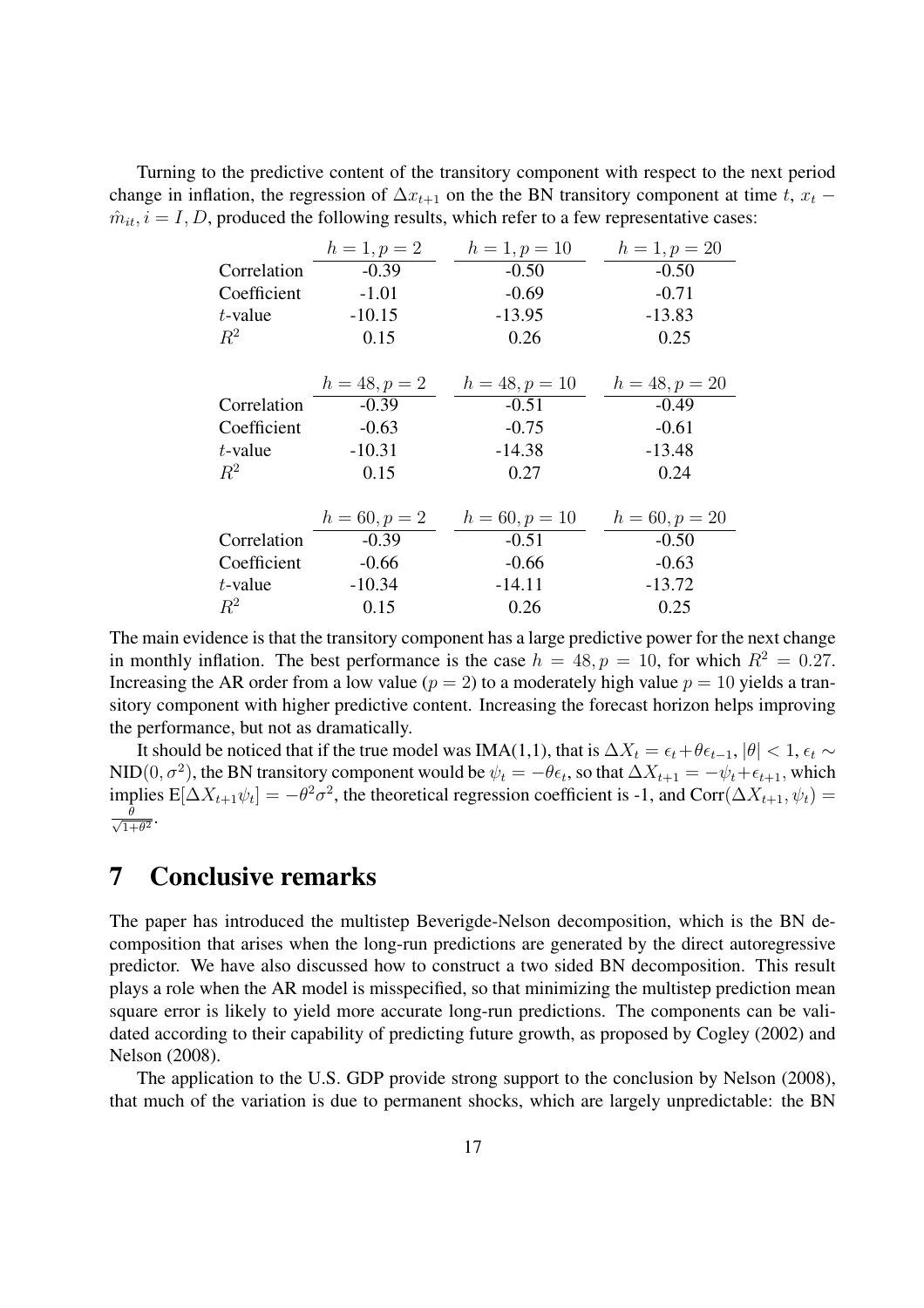Turning to the predictive content of the transitory component with respect to the next period change in inflation, the regression of $\Delta x_{t+1}$ on the the BN transitory component at time $t$, $x_t - \hat{m}_{it}, i = I, D$, produced the following results, which refer to a few representative cases:

|  | $h = 1, p = 2$ | $h = 1, p = 10$ | $h = 1, p = 20$ |
|---|---|---|---|
| Correlation | -0.39 | -0.50 | -0.50 |
| Coefficient | -1.01 | -0.69 | -0.71 |
| $t$-value | -10.15 | -13.95 | -13.83 |
| $R^2$ | 0.15 | 0.26 | 0.25 |

|  | $h = 48, p = 2$ | $h = 48, p = 10$ | $h = 48, p = 20$ |
|---|---|---|---|
| Correlation | -0.39 | -0.51 | -0.49 |
| Coefficient | -0.63 | -0.75 | -0.61 |
| $t$-value | -10.31 | -14.38 | -13.48 |
| $R^2$ | 0.15 | 0.27 | 0.24 |

|  | $h = 60, p = 2$ | $h = 60, p = 10$ | $h = 60, p = 20$ |
|---|---|---|---|
| Correlation | -0.39 | -0.51 | -0.50 |
| Coefficient | -0.66 | -0.66 | -0.63 |
| $t$-value | -10.34 | -14.11 | -13.72 |
| $R^2$ | 0.15 | 0.26 | 0.25 |

The main evidence is that the transitory component has a large predictive power for the next change in monthly inflation. The best performance is the case $h = 48, p = 10$, for which $R^2 = 0.27$. Increasing the AR order from a low value ($p = 2$) to a moderately high value $p = 10$ yields a transitory component with higher predictive content. Increasing the forecast horizon helps improving the performance, but not as dramatically.

It should be noticed that if the true model was IMA(1,1), that is $\Delta X_t = \epsilon_t + \theta\epsilon_{t-1}$, $|\theta| < 1$, $\epsilon_t \sim \text{NID}(0, \sigma^2)$, the BN transitory component would be $\psi_t = -\theta\epsilon_t$, so that $\Delta X_{t+1} = -\psi_t + \epsilon_{t+1}$, which implies $\text{E}[\Delta X_{t+1}\psi_t] = -\theta^2\sigma^2$, the theoretical regression coefficient is -1, and $\text{Corr}(\Delta X_{t+1}, \psi_t) = \frac{\theta}{\sqrt{1+\theta^2}}$.

# 7 Conclusive remarks

The paper has introduced the multistep Beverigde-Nelson decomposition, which is the BN decomposition that arises when the long-run predictions are generated by the direct autoregressive predictor. We have also discussed how to construct a two sided BN decomposition. This result plays a role when the AR model is misspecified, so that minimizing the multistep prediction mean square error is likely to yield more accurate long-run predictions. The components can be validated according to their capability of predicting future growth, as proposed by Cogley (2002) and Nelson (2008).

The application to the U.S. GDP provide strong support to the conclusion by Nelson (2008), that much of the variation is due to permanent shocks, which are largely unpredictable: the BN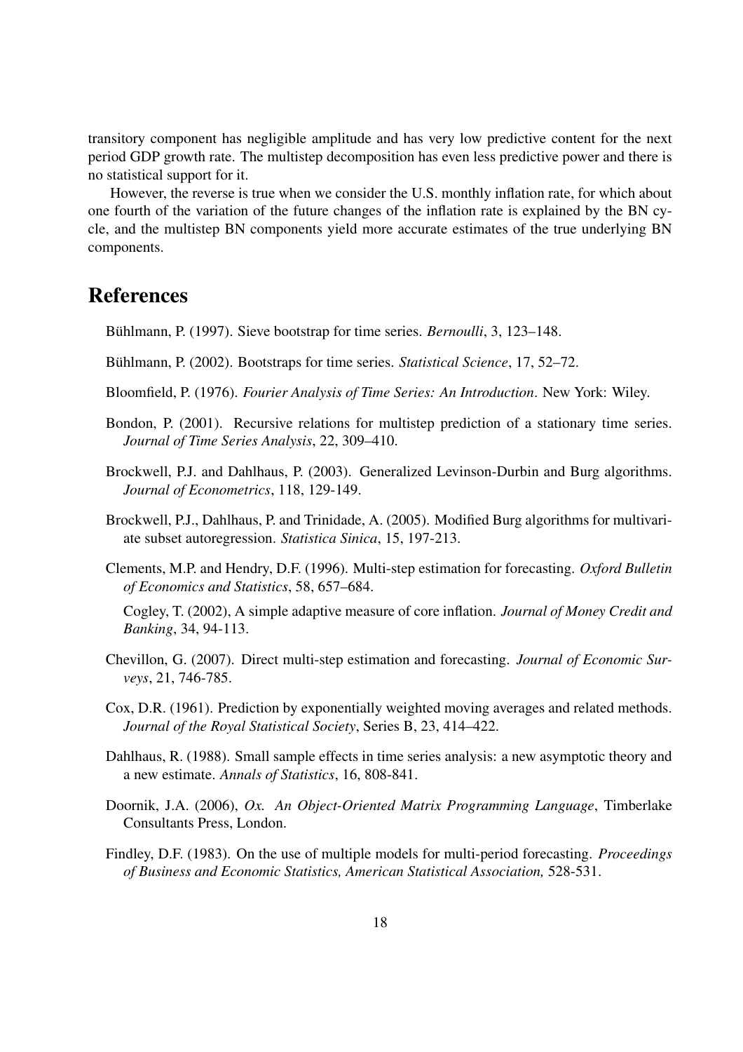transitory component has negligible amplitude and has very low predictive content for the next period GDP growth rate. The multistep decomposition has even less predictive power and there is no statistical support for it.

However, the reverse is true when we consider the U.S. monthly inflation rate, for which about one fourth of the variation of the future changes of the inflation rate is explained by the BN cycle, and the multistep BN components yield more accurate estimates of the true underlying BN components.

# References

Bühlmann, P. (1997). Sieve bootstrap for time series. *Bernoulli*, 3, 123–148.

Bühlmann, P. (2002). Bootstraps for time series. *Statistical Science*, 17, 52–72.

Bloomfield, P. (1976). *Fourier Analysis of Time Series: An Introduction*. New York: Wiley.

Bondon, P. (2001). Recursive relations for multistep prediction of a stationary time series. *Journal of Time Series Analysis*, 22, 309–410.

Brockwell, P.J. and Dahlhaus, P. (2003). Generalized Levinson-Durbin and Burg algorithms. *Journal of Econometrics*, 118, 129-149.

Brockwell, P.J., Dahlhaus, P. and Trinidade, A. (2005). Modified Burg algorithms for multivariate subset autoregression. *Statistica Sinica*, 15, 197-213.

Clements, M.P. and Hendry, D.F. (1996). Multi-step estimation for forecasting. *Oxford Bulletin of Economics and Statistics*, 58, 657–684.

Cogley, T. (2002), A simple adaptive measure of core inflation. *Journal of Money Credit and Banking*, 34, 94-113.

Chevillon, G. (2007). Direct multi-step estimation and forecasting. *Journal of Economic Surveys*, 21, 746-785.

Cox, D.R. (1961). Prediction by exponentially weighted moving averages and related methods. *Journal of the Royal Statistical Society*, Series B, 23, 414–422.

Dahlhaus, R. (1988). Small sample effects in time series analysis: a new asymptotic theory and a new estimate. *Annals of Statistics*, 16, 808-841.

Doornik, J.A. (2006), *Ox. An Object-Oriented Matrix Programming Language*, Timberlake Consultants Press, London.

Findley, D.F. (1983). On the use of multiple models for multi-period forecasting. *Proceedings of Business and Economic Statistics, American Statistical Association,* 528-531.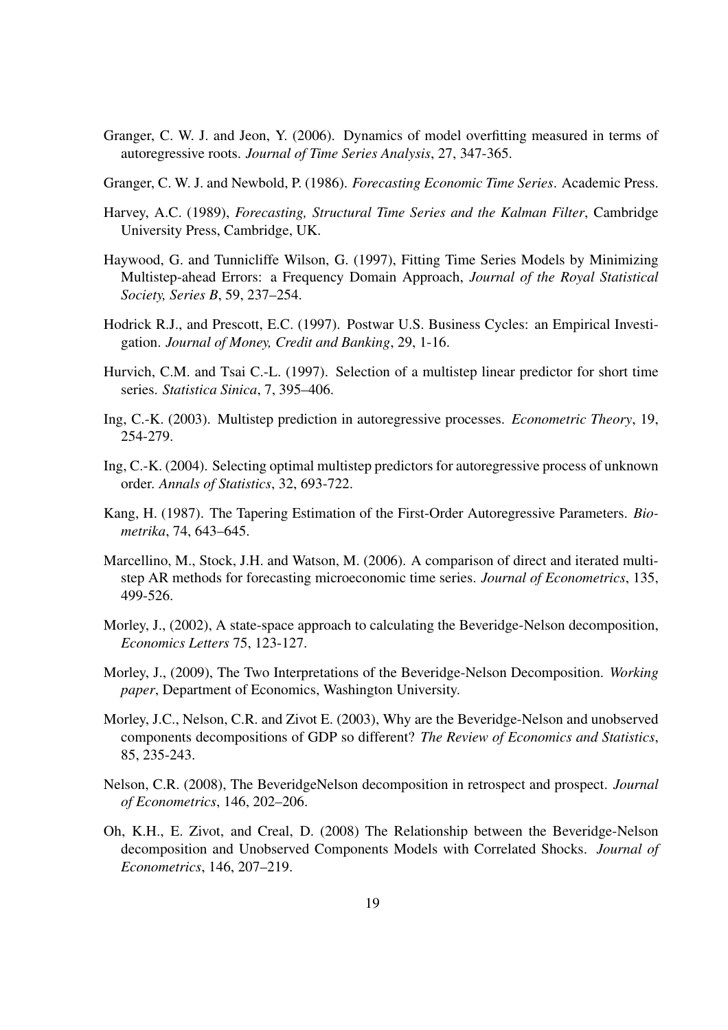Granger, C. W. J. and Jeon, Y. (2006). Dynamics of model overfitting measured in terms of autoregressive roots. *Journal of Time Series Analysis*, 27, 347-365.

Granger, C. W. J. and Newbold, P. (1986). *Forecasting Economic Time Series*. Academic Press.

Harvey, A.C. (1989), *Forecasting, Structural Time Series and the Kalman Filter*, Cambridge University Press, Cambridge, UK.

Haywood, G. and Tunnicliffe Wilson, G. (1997), Fitting Time Series Models by Minimizing Multistep-ahead Errors: a Frequency Domain Approach, *Journal of the Royal Statistical Society, Series B*, 59, 237–254.

Hodrick R.J., and Prescott, E.C. (1997). Postwar U.S. Business Cycles: an Empirical Investigation. *Journal of Money, Credit and Banking*, 29, 1-16.

Hurvich, C.M. and Tsai C.-L. (1997). Selection of a multistep linear predictor for short time series. *Statistica Sinica*, 7, 395–406.

Ing, C.-K. (2003). Multistep prediction in autoregressive processes. *Econometric Theory*, 19, 254-279.

Ing, C.-K. (2004). Selecting optimal multistep predictors for autoregressive process of unknown order. *Annals of Statistics*, 32, 693-722.

Kang, H. (1987). The Tapering Estimation of the First-Order Autoregressive Parameters. *Biometrika*, 74, 643–645.

Marcellino, M., Stock, J.H. and Watson, M. (2006). A comparison of direct and iterated multistep AR methods for forecasting microeconomic time series. *Journal of Econometrics*, 135, 499-526.

Morley, J., (2002), A state-space approach to calculating the Beveridge-Nelson decomposition, *Economics Letters* 75, 123-127.

Morley, J., (2009), The Two Interpretations of the Beveridge-Nelson Decomposition. *Working paper*, Department of Economics, Washington University.

Morley, J.C., Nelson, C.R. and Zivot E. (2003), Why are the Beveridge-Nelson and unobserved components decompositions of GDP so different? *The Review of Economics and Statistics*, 85, 235-243.

Nelson, C.R. (2008), The BeveridgeNelson decomposition in retrospect and prospect. *Journal of Econometrics*, 146, 202–206.

Oh, K.H., E. Zivot, and Creal, D. (2008) The Relationship between the Beveridge-Nelson decomposition and Unobserved Components Models with Correlated Shocks. *Journal of Econometrics*, 146, 207–219.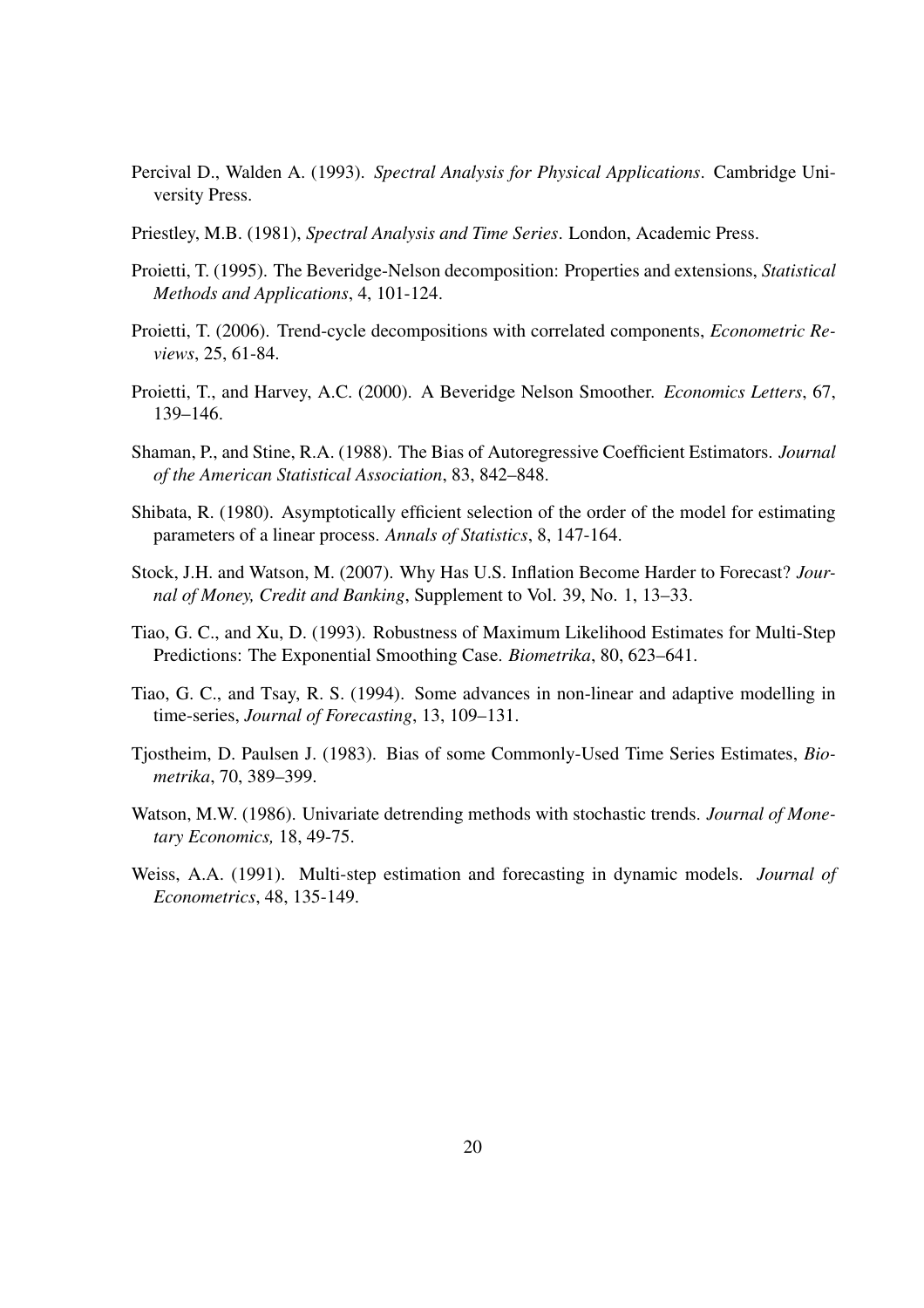Percival D., Walden A. (1993). *Spectral Analysis for Physical Applications*. Cambridge University Press.

Priestley, M.B. (1981), *Spectral Analysis and Time Series*. London, Academic Press.

Proietti, T. (1995). The Beveridge-Nelson decomposition: Properties and extensions, *Statistical Methods and Applications*, 4, 101-124.

Proietti, T. (2006). Trend-cycle decompositions with correlated components, *Econometric Reviews*, 25, 61-84.

Proietti, T., and Harvey, A.C. (2000). A Beveridge Nelson Smoother. *Economics Letters*, 67, 139–146.

Shaman, P., and Stine, R.A. (1988). The Bias of Autoregressive Coefficient Estimators. *Journal of the American Statistical Association*, 83, 842–848.

Shibata, R. (1980). Asymptotically efficient selection of the order of the model for estimating parameters of a linear process. *Annals of Statistics*, 8, 147-164.

Stock, J.H. and Watson, M. (2007). Why Has U.S. Inflation Become Harder to Forecast? *Journal of Money, Credit and Banking*, Supplement to Vol. 39, No. 1, 13–33.

Tiao, G. C., and Xu, D. (1993). Robustness of Maximum Likelihood Estimates for Multi-Step Predictions: The Exponential Smoothing Case. *Biometrika*, 80, 623–641.

Tiao, G. C., and Tsay, R. S. (1994). Some advances in non-linear and adaptive modelling in time-series, *Journal of Forecasting*, 13, 109–131.

Tjostheim, D. Paulsen J. (1983). Bias of some Commonly-Used Time Series Estimates, *Biometrika*, 70, 389–399.

Watson, M.W. (1986). Univariate detrending methods with stochastic trends. *Journal of Monetary Economics,* 18, 49-75.

Weiss, A.A. (1991). Multi-step estimation and forecasting in dynamic models. *Journal of Econometrics*, 48, 135-149.